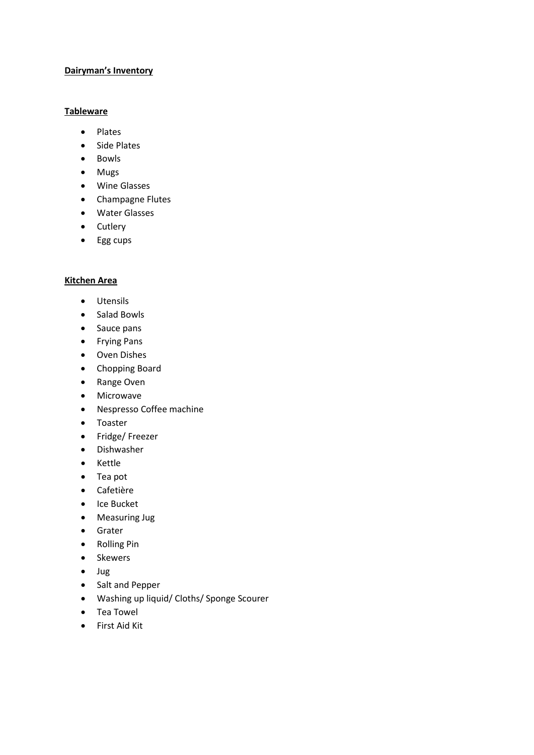**Dairyman's Inventory**

**Tableware**

- Plates
- Side Plates
- Bowls
- Mugs
- Wine Glasses
- Champagne Flutes
- Water Glasses
- Cutlery
- Egg cups

**Kitchen Area**

- Utensils
- Salad Bowls
- Sauce pans
- Frying Pans
- Oven Dishes
- Chopping Board
- Range Oven
- Microwave
- Nespresso Coffee machine
- Toaster
- Fridge/ Freezer
- Dishwasher
- Kettle
- Tea pot
- Cafetière
- Ice Bucket
- Measuring Jug
- Grater
- Rolling Pin
- Skewers
- Jug
- Salt and Pepper
- Washing up liquid/ Cloths/ Sponge Scourer
- Tea Towel
- First Aid Kit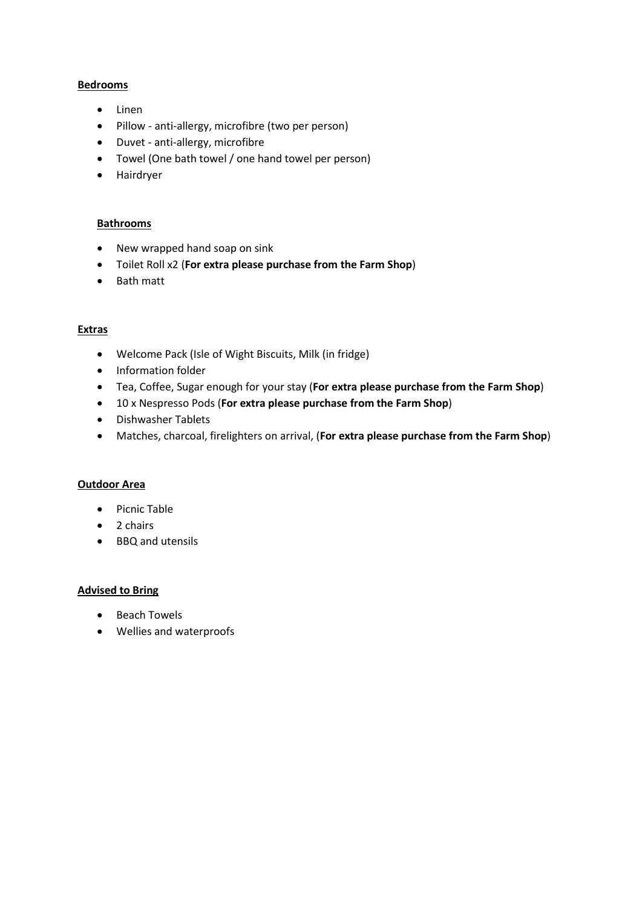**Bedrooms**

- Linen
- Pillow - anti-allergy, microfibre (two per person)
- Duvet - anti-allergy, microfibre
- Towel (One bath towel / one hand towel per person)
- Hairdryer

**Bathrooms**

- New wrapped hand soap on sink
- Toilet Roll x2 (**For extra please purchase from the Farm Shop**)
- Bath matt

**Extras**

- Welcome Pack (Isle of Wight Biscuits, Milk (in fridge)
- Information folder
- Tea, Coffee, Sugar enough for your stay (**For extra please purchase from the Farm Shop**)
- 10 x Nespresso Pods (**For extra please purchase from the Farm Shop**)
- Dishwasher Tablets
- Matches, charcoal, firelighters on arrival, (**For extra please purchase from the Farm Shop**)

**Outdoor Area**

- Picnic Table
- 2 chairs
- BBQ and utensils

**Advised to Bring**

- Beach Towels
- Wellies and waterproofs